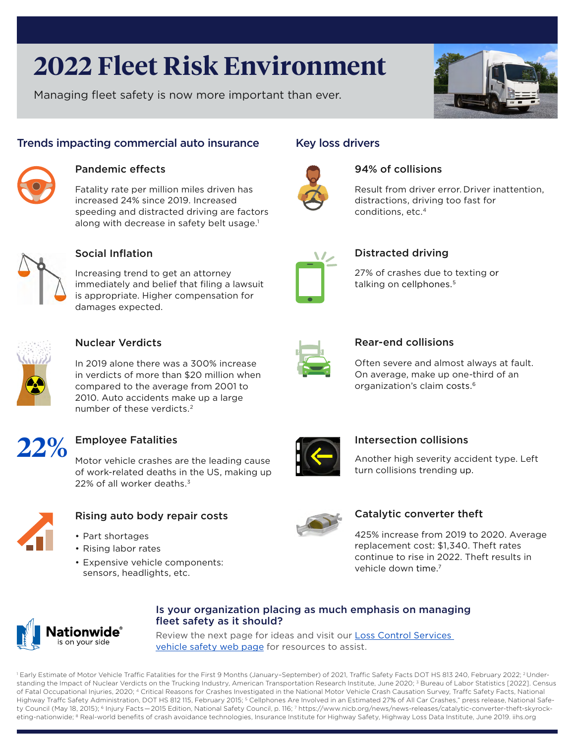# 2022 Fleet Risk Environment

Managing fleet safety is now more important than ever.

## Trends impacting commercial auto insurance

### Pandemic effects

Fatality rate per million miles driven has increased 24% since 2019. Increased speeding and distracted driving are factors along with decrease in safety belt usage.[1]

### Social Inflation

Increasing trend to get an attorney immediately and belief that filing a lawsuit is appropriate. Higher compensation for damages expected.

### Nuclear Verdicts

In 2019 alone there was a 300% increase in verdicts of more than $20 million when compared to the average from 2001 to 2010. Auto accidents make up a large number of these verdicts.[2]

### 22% Employee Fatalities

Motor vehicle crashes are the leading cause of work-related deaths in the US, making up 22% of all worker deaths.[3]

### Rising auto body repair costs

- Part shortages
- Rising labor rates
- Expensive vehicle components: sensors, headlights, etc.

## Key loss drivers

### 94% of collisions

Result from driver error. Driver inattention, distractions, driving too fast for conditions, etc.[4]

### Distracted driving

27% of crashes due to texting or talking on cellphones.[5]

### Rear-end collisions

Often severe and almost always at fault. On average, make up one-third of an organization's claim costs.[6]

### Intersection collisions

Another high severity accident type. Left turn collisions trending up.

### Catalytic converter theft

425% increase from 2019 to 2020. Average replacement cost: $1,340. Theft rates continue to rise in 2022. Theft results in vehicle down time.[7]

**Nationwide® is on your side**

## Is your organization placing as much emphasis on managing fleet safety as it should?

Review the next page for ideas and visit our Loss Control Services vehicle safety web page for resources to assist.

[1] Early Estimate of Motor Vehicle Traffic Fatalities for the First 9 Months (January–September) of 2021, Traffic Safety Facts DOT HS 813 240, February 2022; [2] Understanding the Impact of Nuclear Verdicts on the Trucking Industry, American Transportation Research Institute, June 2020; [3] Bureau of Labor Statistics [2022]. Census of Fatal Occupational Injuries, 2020; [4] Critical Reasons for Crashes Investigated in the National Motor Vehicle Crash Causation Survey, Traffc Safety Facts, National Highway Traffc Safety Administration, DOT HS 812 115, February 2015; [5] Cellphones Are Involved in an Estimated 27% of All Car Crashes," press release, National Safety Council (May 18, 2015); [6] Injury Facts—2015 Edition, National Safety Council, p. 116; [7] https://www.nicb.org/news/news-releases/catalytic-converter-theft-skyrocketing-nationwide; [8] Real-world benefits of crash avoidance technologies, Insurance Institute for Highway Safety, Highway Loss Data Institute, June 2019. iihs.org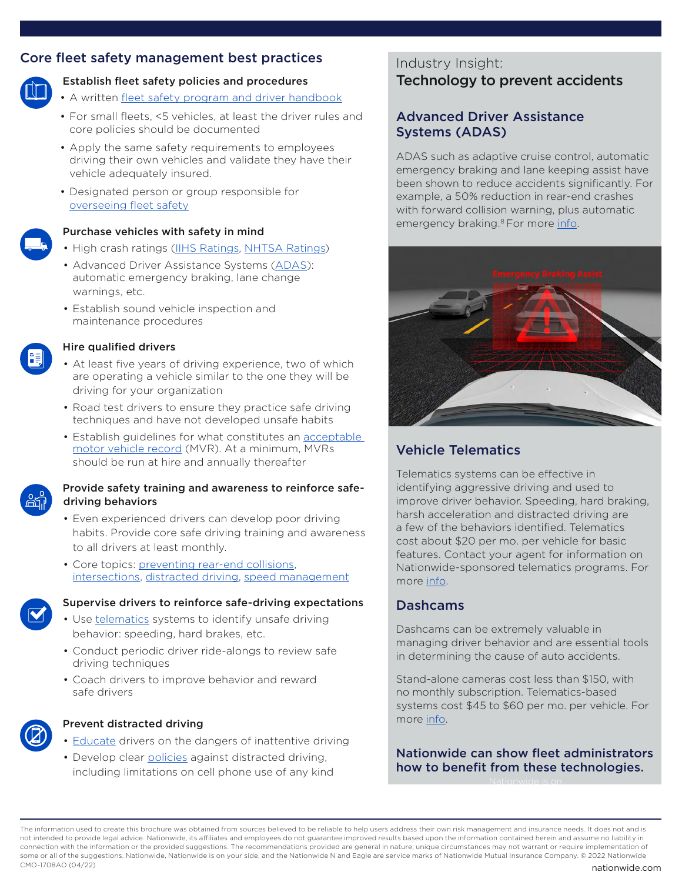## Core fleet safety management best practices

### Establish fleet safety policies and procedures

- A written fleet safety program and driver handbook
- For small fleets, <5 vehicles, at least the driver rules and core policies should be documented
- Apply the same safety requirements to employees driving their own vehicles and validate they have their vehicle adequately insured.
- Designated person or group responsible for overseeing fleet safety

### Purchase vehicles with safety in mind

- High crash ratings (IIHS Ratings, NHTSA Ratings)
- Advanced Driver Assistance Systems (ADAS): automatic emergency braking, lane change warnings, etc.
- Establish sound vehicle inspection and maintenance procedures

### Hire qualified drivers

- At least five years of driving experience, two of which are operating a vehicle similar to the one they will be driving for your organization
- Road test drivers to ensure they practice safe driving techniques and have not developed unsafe habits
- Establish guidelines for what constitutes an acceptable motor vehicle record (MVR). At a minimum, MVRs should be run at hire and annually thereafter

### Provide safety training and awareness to reinforce safe-driving behaviors

- Even experienced drivers can develop poor driving habits. Provide core safe driving training and awareness to all drivers at least monthly.
- Core topics: preventing rear-end collisions, intersections, distracted driving, speed management

### Supervise drivers to reinforce safe-driving expectations

- Use telematics systems to identify unsafe driving behavior: speeding, hard brakes, etc.
- Conduct periodic driver ride-alongs to review safe driving techniques
- Coach drivers to improve behavior and reward safe drivers

### Prevent distracted driving

- Educate drivers on the dangers of inattentive driving
- Develop clear policies against distracted driving, including limitations on cell phone use of any kind

## Industry Insight: Technology to prevent accidents

### Advanced Driver Assistance Systems (ADAS)

ADAS such as adaptive cruise control, automatic emergency braking and lane keeping assist have been shown to reduce accidents significantly. For example, a 50% reduction in rear-end crashes with forward collision warning, plus automatic emergency braking.[8] For more info.

### Vehicle Telematics

Telematics systems can be effective in identifying aggressive driving and used to improve driver behavior. Speeding, hard braking, harsh acceleration and distracted driving are a few of the behaviors identified. Telematics cost about $20 per mo. per vehicle for basic features. Contact your agent for information on Nationwide-sponsored telematics programs. For more info.

### Dashcams

Dashcams can be extremely valuable in managing driver behavior and are essential tools in determining the cause of auto accidents.

Stand-alone cameras cost less than $150, with no monthly subscription. Telematics-based systems cost $45 to $60 per mo. per vehicle. For more info.

**Nationwide can show fleet administrators how to benefit from these technologies.**

The information used to create this brochure was obtained from sources believed to be reliable to help users address their own risk management and insurance needs. It does not and is not intended to provide legal advice. Nationwide, its affiliates and employees do not guarantee improved results based upon the information contained herein and assume no liability in connection with the information or the provided suggestions. The recommendations provided are general in nature; unique circumstances may not warrant or require implementation of some or all of the suggestions. Nationwide, Nationwide is on your side, and the Nationwide N and Eagle are service marks of Nationwide Mutual Insurance Company. © 2022 Nationwide CMO-1708AO (04/22)

nationwide.com